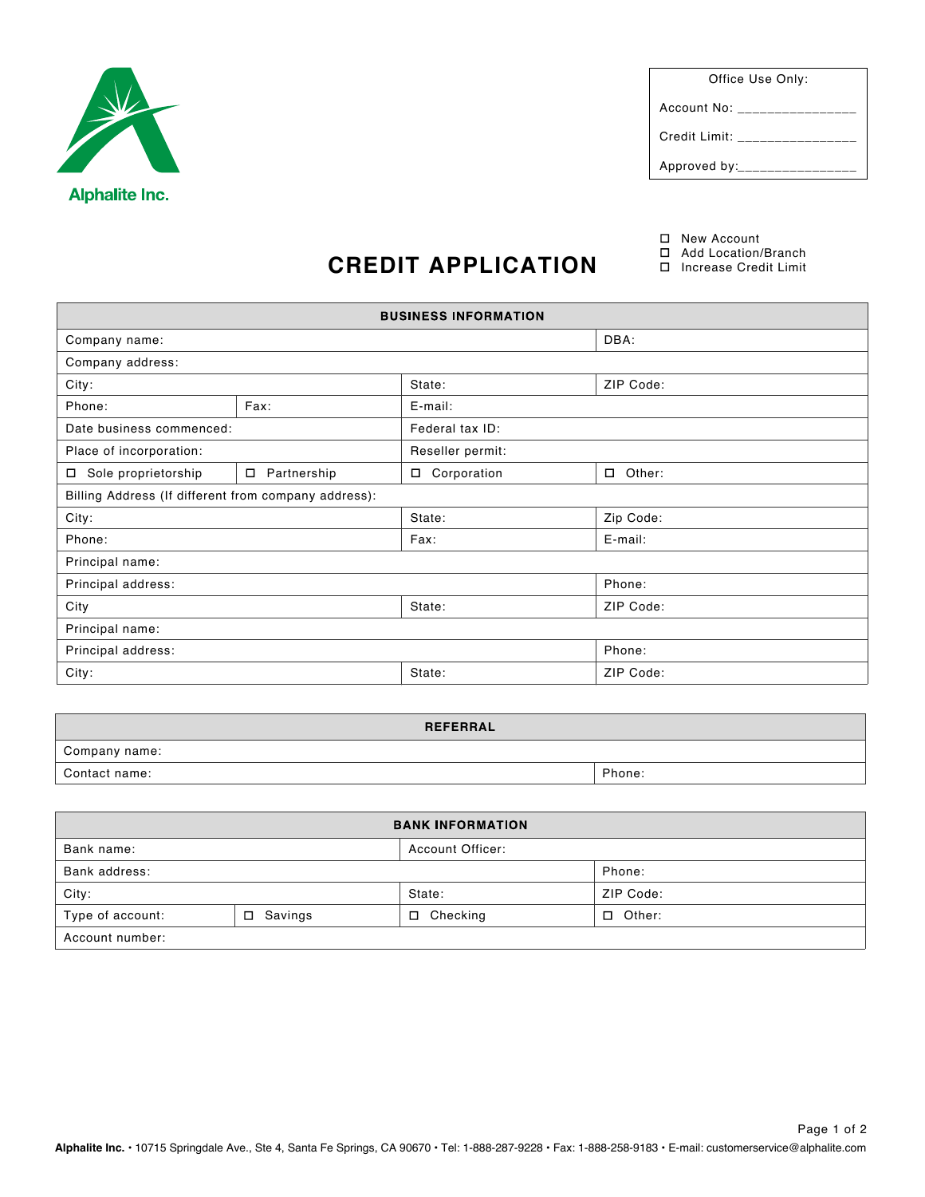Alphalite Inc.

| Office Use Only: |
| --- |
| Account No: _______________ |
| Credit Limit: _______________ |
| Approved by:_______________ |

# CREDIT APPLICATION

- ☐ New Account
- ☐ Add Location/Branch
- ☐ Increase Credit Limit

| BUSINESS INFORMATION | | | |
| --- | --- | --- | --- |
| Company name: | | | DBA: |
| Company address: | | | |
| City: | | State: | ZIP Code: |
| Phone: | Fax: | E-mail: | |
| Date business commenced: | | Federal tax ID: | |
| Place of incorporation: | | Reseller permit: | |
| ☐ Sole proprietorship | ☐ Partnership | ☐ Corporation | ☐ Other: |
| Billing Address (If different from company address): | | | |
| City: | | State: | Zip Code: |
| Phone: | | Fax: | E-mail: |
| Principal name: | | | |
| Principal address: | | | Phone: |
| City | | State: | ZIP Code: |
| Principal name: | | | |
| Principal address: | | | Phone: |
| City: | | State: | ZIP Code: |

| REFERRAL | |
| --- | --- |
| Company name: | |
| Contact name: | Phone: |

| BANK INFORMATION | | | |
| --- | --- | --- | --- |
| Bank name: | | Account Officer: | |
| Bank address: | | | Phone: |
| City: | | State: | ZIP Code: |
| Type of account: | ☐ Savings | ☐ Checking | ☐ Other: |
| Account number: | | | |

**Alphalite Inc.** • 10715 Springdale Ave., Ste 4, Santa Fe Springs, CA 90670 • Tel: 1-888-287-9228 • Fax: 1-888-258-9183 • E-mail: customerservice@alphalite.com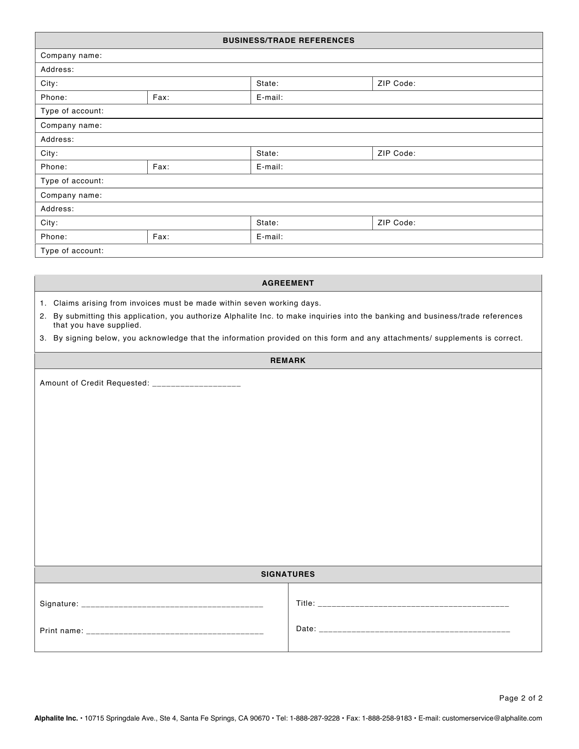## BUSINESS/TRADE REFERENCES

| | | | |
|---|---|---|---|
| Company name: | | | |
| Address: | | | |
| City: | | State: | ZIP Code: |
| Phone: | Fax: | E-mail: | |
| Type of account: | | | |
| Company name: | | | |
| Address: | | | |
| City: | | State: | ZIP Code: |
| Phone: | Fax: | E-mail: | |
| Type of account: | | | |
| Company name: | | | |
| Address: | | | |
| City: | | State: | ZIP Code: |
| Phone: | Fax: | E-mail: | |
| Type of account: | | | |

## AGREEMENT

1. Claims arising from invoices must be made within seven working days.
2. By submitting this application, you authorize Alphalite Inc. to make inquiries into the banking and business/trade references that you have supplied.
3. By signing below, you acknowledge that the information provided on this form and any attachments/ supplements is correct.

## REMARK

Amount of Credit Requested: __________________

## SIGNATURES

Signature: ______________________________________

Print name: _____________________________________

Title: __________________________________________

Date: __________________________________________

**Alphalite Inc.** • 10715 Springdale Ave., Ste 4, Santa Fe Springs, CA 90670 • Tel: 1-888-287-9228 • Fax: 1-888-258-9183 • E-mail: customerservice@alphalite.com